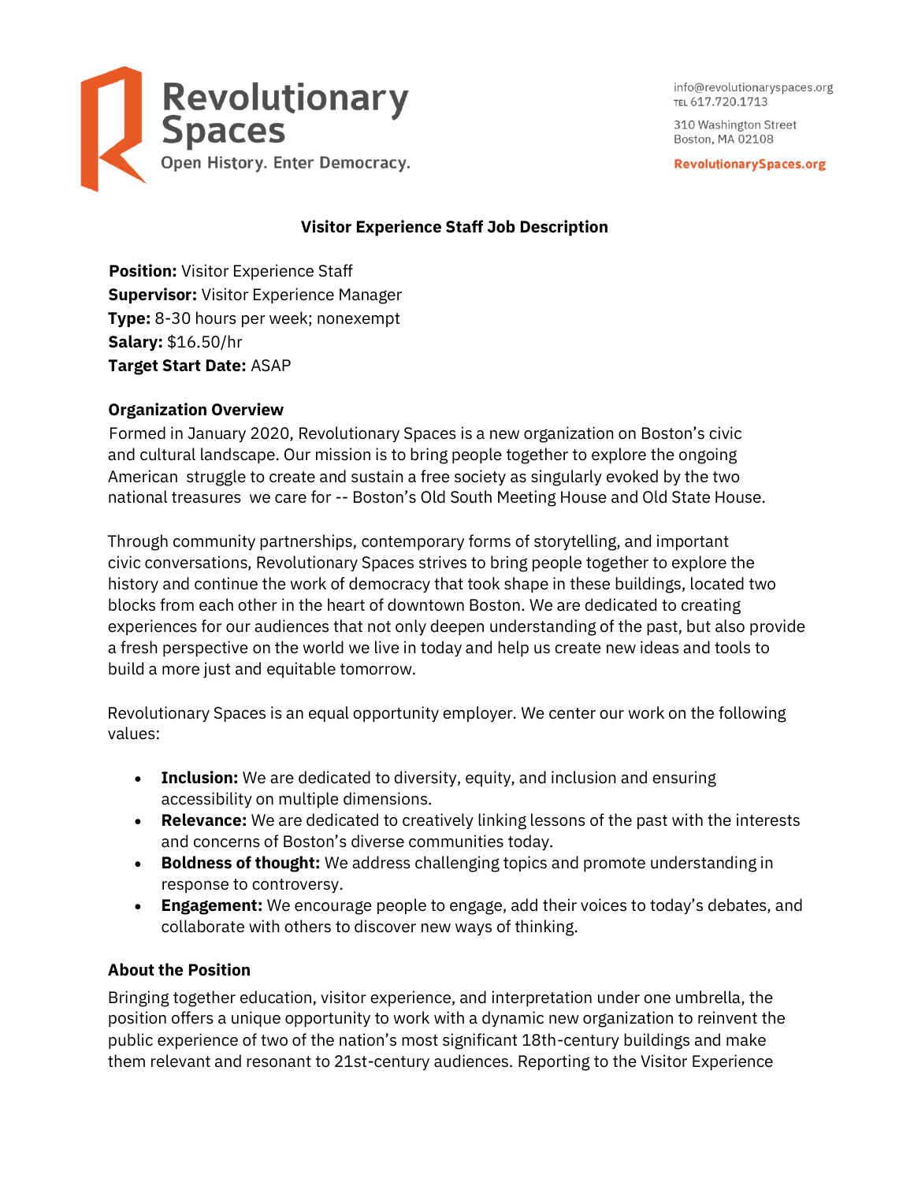Revolutionary Spaces
Open History. Enter Democracy.

info@revolutionaryspaces.org
TEL 617.720.1713

310 Washington Street
Boston, MA 02108

RevolutionarySpaces.org

# Visitor Experience Staff Job Description

**Position:** Visitor Experience Staff
**Supervisor:** Visitor Experience Manager
**Type:** 8-30 hours per week; nonexempt
**Salary:** $16.50/hr
**Target Start Date:** ASAP

## Organization Overview

Formed in January 2020, Revolutionary Spaces is a new organization on Boston's civic and cultural landscape. Our mission is to bring people together to explore the ongoing American struggle to create and sustain a free society as singularly evoked by the two national treasures we care for -- Boston's Old South Meeting House and Old State House.

Through community partnerships, contemporary forms of storytelling, and important civic conversations, Revolutionary Spaces strives to bring people together to explore the history and continue the work of democracy that took shape in these buildings, located two blocks from each other in the heart of downtown Boston. We are dedicated to creating experiences for our audiences that not only deepen understanding of the past, but also provide a fresh perspective on the world we live in today and help us create new ideas and tools to build a more just and equitable tomorrow.

Revolutionary Spaces is an equal opportunity employer. We center our work on the following values:

- **Inclusion:** We are dedicated to diversity, equity, and inclusion and ensuring accessibility on multiple dimensions.
- **Relevance:** We are dedicated to creatively linking lessons of the past with the interests and concerns of Boston's diverse communities today.
- **Boldness of thought:** We address challenging topics and promote understanding in response to controversy.
- **Engagement:** We encourage people to engage, add their voices to today's debates, and collaborate with others to discover new ways of thinking.

## About the Position

Bringing together education, visitor experience, and interpretation under one umbrella, the position offers a unique opportunity to work with a dynamic new organization to reinvent the public experience of two of the nation's most significant 18th-century buildings and make them relevant and resonant to 21st-century audiences. Reporting to the Visitor Experience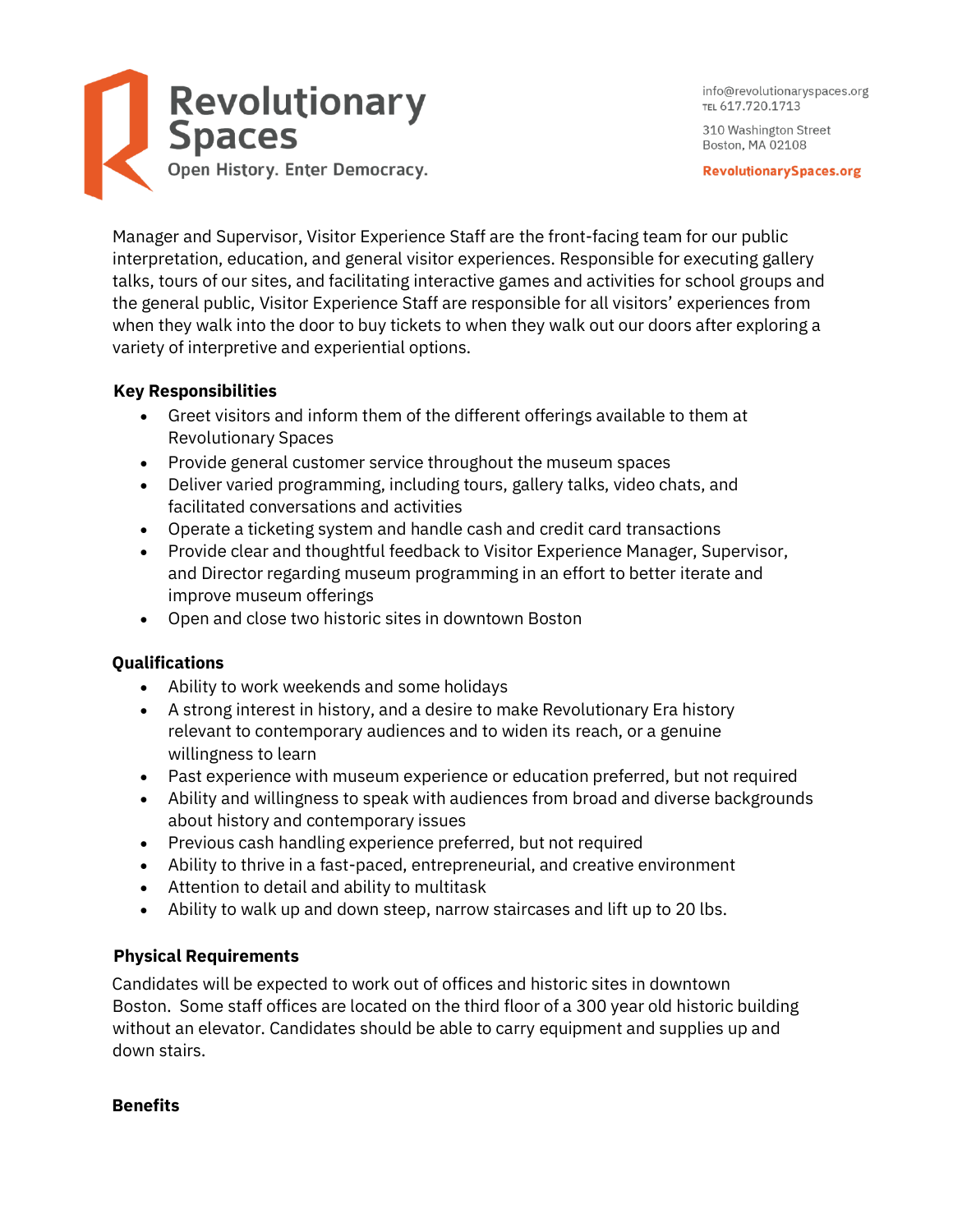Revolutionary Spaces
Open History. Enter Democracy.

info@revolutionaryspaces.org
TEL 617.720.1713

310 Washington Street
Boston, MA 02108

RevolutionarySpaces.org

Manager and Supervisor, Visitor Experience Staff are the front-facing team for our public interpretation, education, and general visitor experiences. Responsible for executing gallery talks, tours of our sites, and facilitating interactive games and activities for school groups and the general public, Visitor Experience Staff are responsible for all visitors' experiences from when they walk into the door to buy tickets to when they walk out our doors after exploring a variety of interpretive and experiential options.

**Key Responsibilities**

- Greet visitors and inform them of the different offerings available to them at Revolutionary Spaces
- Provide general customer service throughout the museum spaces
- Deliver varied programming, including tours, gallery talks, video chats, and facilitated conversations and activities
- Operate a ticketing system and handle cash and credit card transactions
- Provide clear and thoughtful feedback to Visitor Experience Manager, Supervisor, and Director regarding museum programming in an effort to better iterate and improve museum offerings
- Open and close two historic sites in downtown Boston

**Qualifications**

- Ability to work weekends and some holidays
- A strong interest in history, and a desire to make Revolutionary Era history relevant to contemporary audiences and to widen its reach, or a genuine willingness to learn
- Past experience with museum experience or education preferred, but not required
- Ability and willingness to speak with audiences from broad and diverse backgrounds about history and contemporary issues
- Previous cash handling experience preferred, but not required
- Ability to thrive in a fast-paced, entrepreneurial, and creative environment
- Attention to detail and ability to multitask
- Ability to walk up and down steep, narrow staircases and lift up to 20 lbs.

**Physical Requirements**

Candidates will be expected to work out of offices and historic sites in downtown Boston. Some staff offices are located on the third floor of a 300 year old historic building without an elevator. Candidates should be able to carry equipment and supplies up and down stairs.

**Benefits**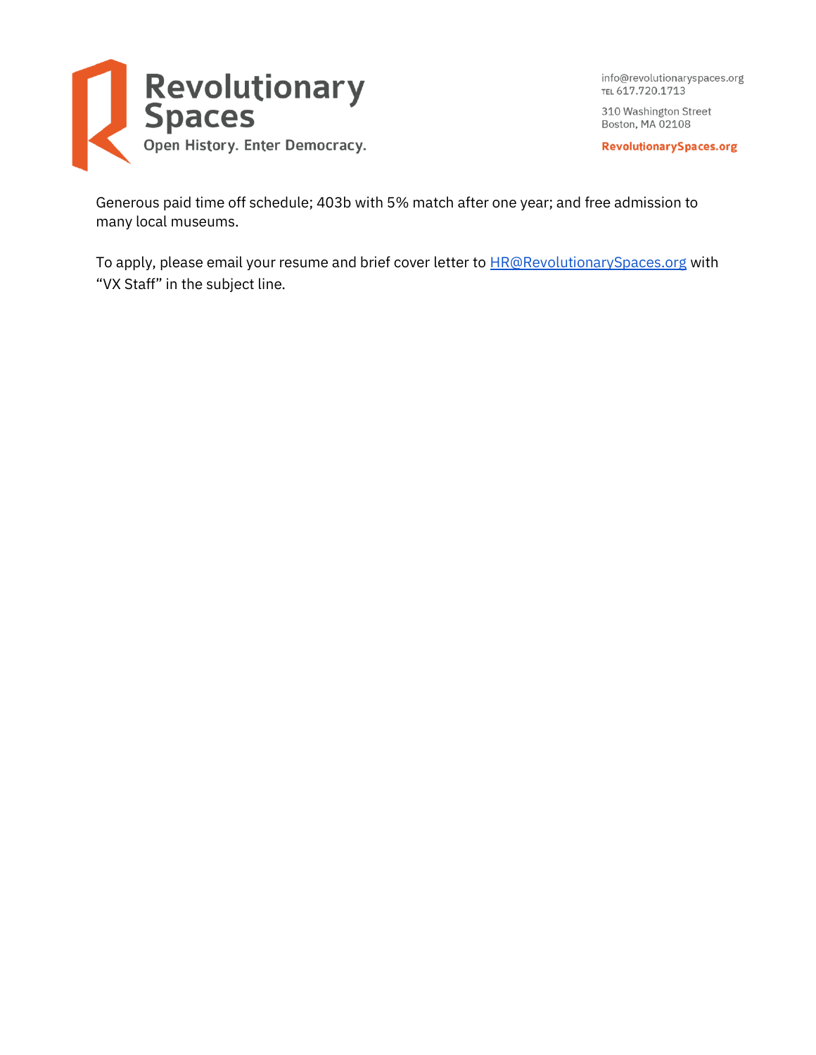Generous paid time off schedule; 403b with 5% match after one year; and free admission to many local museums.

To apply, please email your resume and brief cover letter to HR@RevolutionarySpaces.org with "VX Staff" in the subject line.